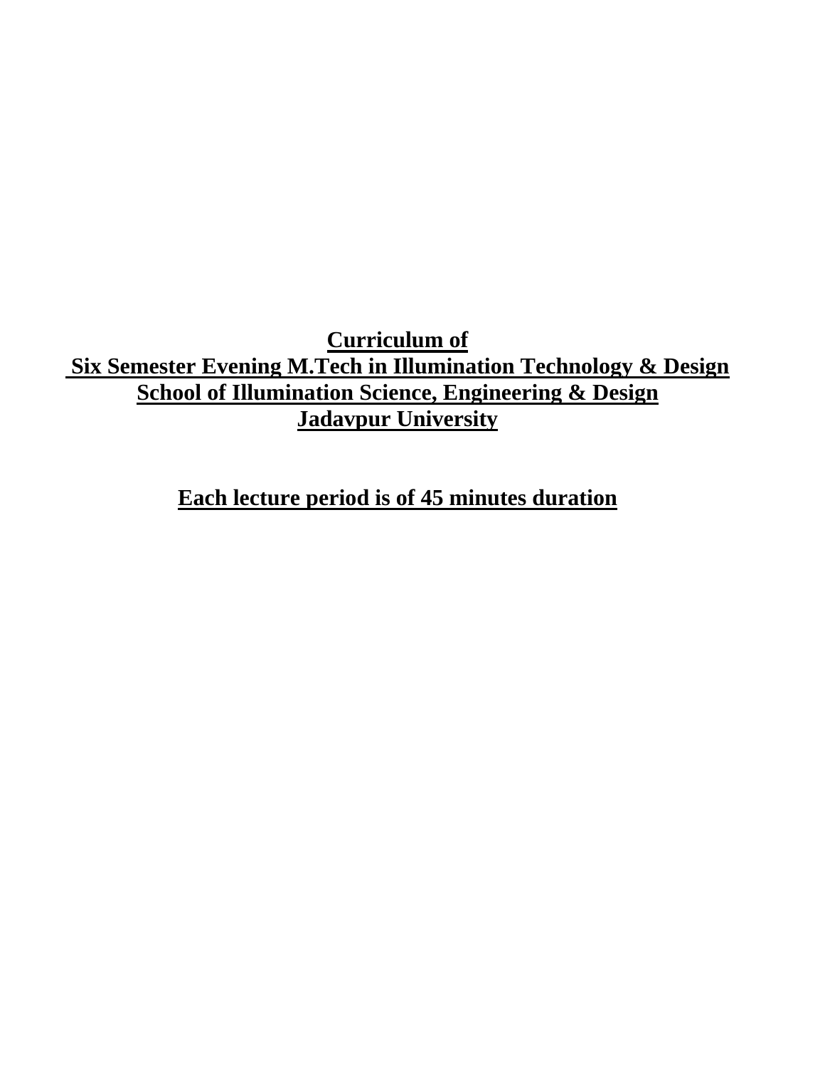# Curriculum of
# Six Semester Evening M.Tech in Illumination Technology & Design
# School of Illumination Science, Engineering & Design
# Jadavpur University

**Each lecture period is of 45 minutes duration**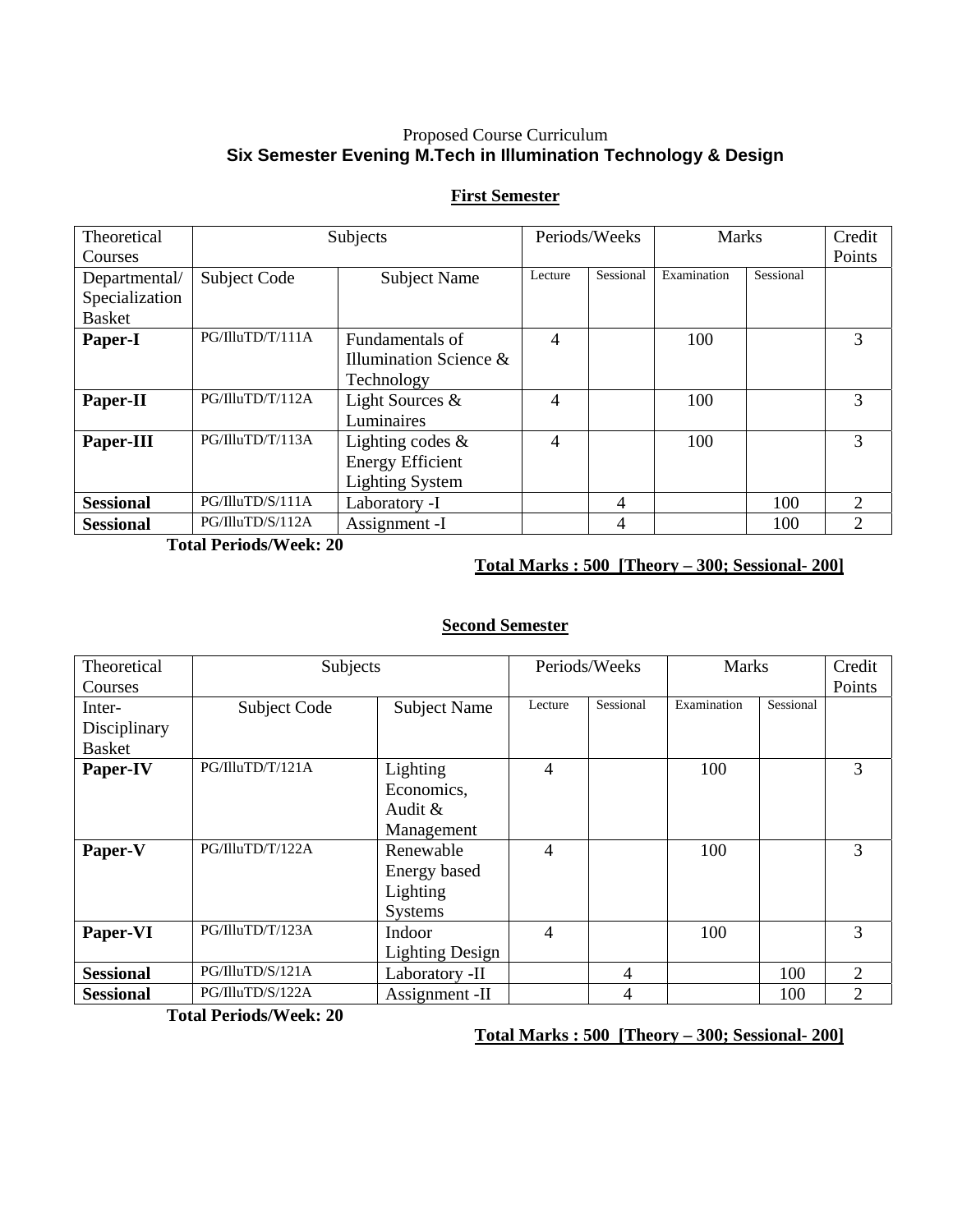Proposed Course Curriculum

**Six Semester Evening M.Tech in Illumination Technology & Design**

## First Semester

| Theoretical Courses | Subjects | | Periods/Weeks | | Marks | | Credit Points |
|---|---|---|---|---|---|---|---|
| Departmental/ Specialization Basket | Subject Code | Subject Name | Lecture | Sessional | Examination | Sessional | |
| **Paper-I** | PG/IlluTD/T/111A | Fundamentals of Illumination Science & Technology | 4 | | 100 | | 3 |
| **Paper-II** | PG/IlluTD/T/112A | Light Sources & Luminaires | 4 | | 100 | | 3 |
| **Paper-III** | PG/IlluTD/T/113A | Lighting codes & Energy Efficient Lighting System | 4 | | 100 | | 3 |
| **Sessional** | PG/IlluTD/S/111A | Laboratory -I | | 4 | | 100 | 2 |
| **Sessional** | PG/IlluTD/S/112A | Assignment -I | | 4 | | 100 | 2 |

**Total Periods/Week: 20**

**Total Marks : 500 [Theory – 300; Sessional- 200]**

## Second Semester

| Theoretical Courses | Subjects | | Periods/Weeks | | Marks | | Credit Points |
|---|---|---|---|---|---|---|---|
| Inter-Disciplinary Basket | Subject Code | Subject Name | Lecture | Sessional | Examination | Sessional | |
| **Paper-IV** | PG/IlluTD/T/121A | Lighting Economics, Audit & Management | 4 | | 100 | | 3 |
| **Paper-V** | PG/IlluTD/T/122A | Renewable Energy based Lighting Systems | 4 | | 100 | | 3 |
| **Paper-VI** | PG/IlluTD/T/123A | Indoor Lighting Design | 4 | | 100 | | 3 |
| **Sessional** | PG/IlluTD/S/121A | Laboratory -II | | 4 | | 100 | 2 |
| **Sessional** | PG/IlluTD/S/122A | Assignment -II | | 4 | | 100 | 2 |

**Total Periods/Week: 20**

**Total Marks : 500 [Theory – 300; Sessional- 200]**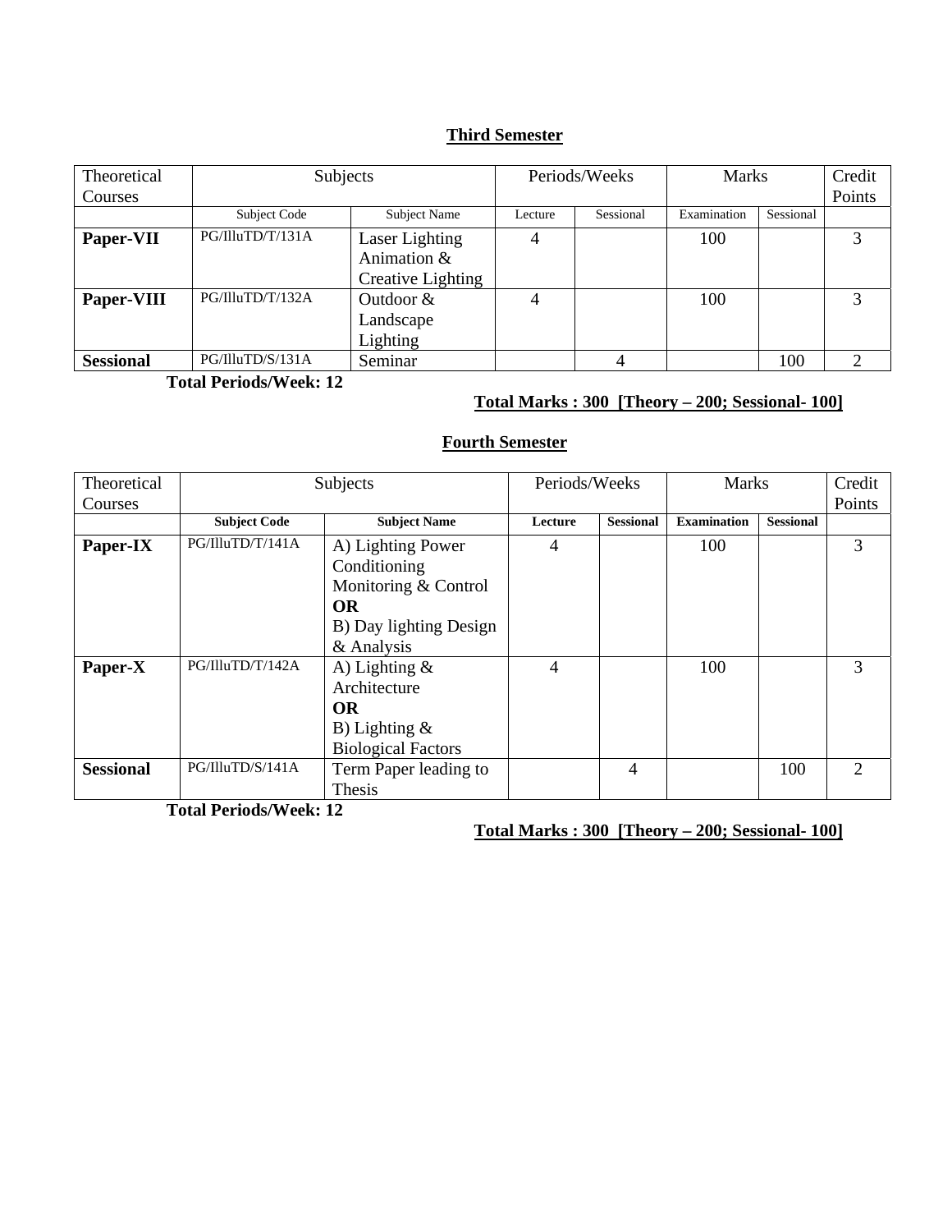## Third Semester

| Theoretical Courses | Subjects | | Periods/Weeks | | Marks | | Credit Points |
|---|---|---|---|---|---|---|---|
| | Subject Code | Subject Name | Lecture | Sessional | Examination | Sessional | |
| **Paper-VII** | PG/IlluTD/T/131A | Laser Lighting Animation & Creative Lighting | 4 | | 100 | | 3 |
| **Paper-VIII** | PG/IlluTD/T/132A | Outdoor & Landscape Lighting | 4 | | 100 | | 3 |
| **Sessional** | PG/IlluTD/S/131A | Seminar | | 4 | | 100 | 2 |

**Total Periods/Week: 12**

**Total Marks : 300 [Theory – 200; Sessional- 100]**

## Fourth Semester

| Theoretical Courses | Subjects | | Periods/Weeks | | Marks | | Credit Points |
|---|---|---|---|---|---|---|---|
| | **Subject Code** | **Subject Name** | **Lecture** | **Sessional** | **Examination** | **Sessional** | |
| **Paper-IX** | PG/IlluTD/T/141A | A) Lighting Power Conditioning Monitoring & Control **OR** B) Day lighting Design & Analysis | 4 | | 100 | | 3 |
| **Paper-X** | PG/IlluTD/T/142A | A) Lighting & Architecture **OR** B) Lighting & Biological Factors | 4 | | 100 | | 3 |
| **Sessional** | PG/IlluTD/S/141A | Term Paper leading to Thesis | | 4 | | 100 | 2 |

**Total Periods/Week: 12**

**Total Marks : 300 [Theory – 200; Sessional- 100]**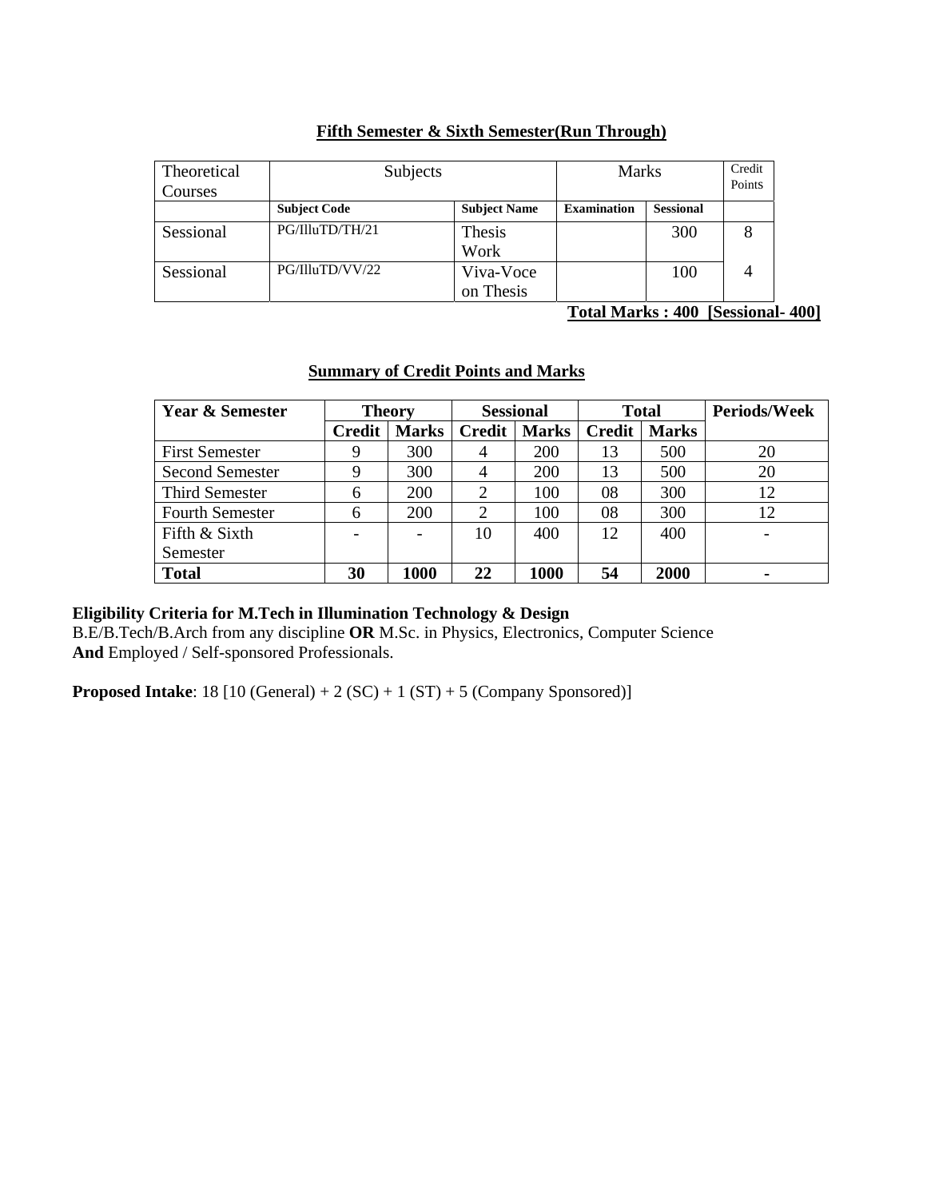## Fifth Semester & Sixth Semester(Run Through)

| Theoretical Courses | Subjects | | Marks | | Credit Points |
|---|---|---|---|---|---|
| | **Subject Code** | **Subject Name** | **Examination** | **Sessional** | |
| Sessional | PG/IlluTD/TH/21 | Thesis Work | | 300 | 8 |
| Sessional | PG/IlluTD/VV/22 | Viva-Voce on Thesis | | 100 | 4 |

**Total Marks : 400 [Sessional- 400]**

## Summary of Credit Points and Marks

| Year & Semester | Theory | | Sessional | | Total | | Periods/Week |
|---|---|---|---|---|---|---|---|
| | **Credit** | **Marks** | **Credit** | **Marks** | **Credit** | **Marks** | |
| First Semester | 9 | 300 | 4 | 200 | 13 | 500 | 20 |
| Second Semester | 9 | 300 | 4 | 200 | 13 | 500 | 20 |
| Third Semester | 6 | 200 | 2 | 100 | 08 | 300 | 12 |
| Fourth Semester | 6 | 200 | 2 | 100 | 08 | 300 | 12 |
| Fifth & Sixth Semester | - | - | 10 | 400 | 12 | 400 | - |
| **Total** | **30** | **1000** | **22** | **1000** | **54** | **2000** | **-** |

**Eligibility Criteria for M.Tech in Illumination Technology & Design**
B.E/B.Tech/B.Arch from any discipline **OR** M.Sc. in Physics, Electronics, Computer Science **And** Employed / Self-sponsored Professionals.

**Proposed Intake**: 18 [10 (General) + 2 (SC) + 1 (ST) + 5 (Company Sponsored)]